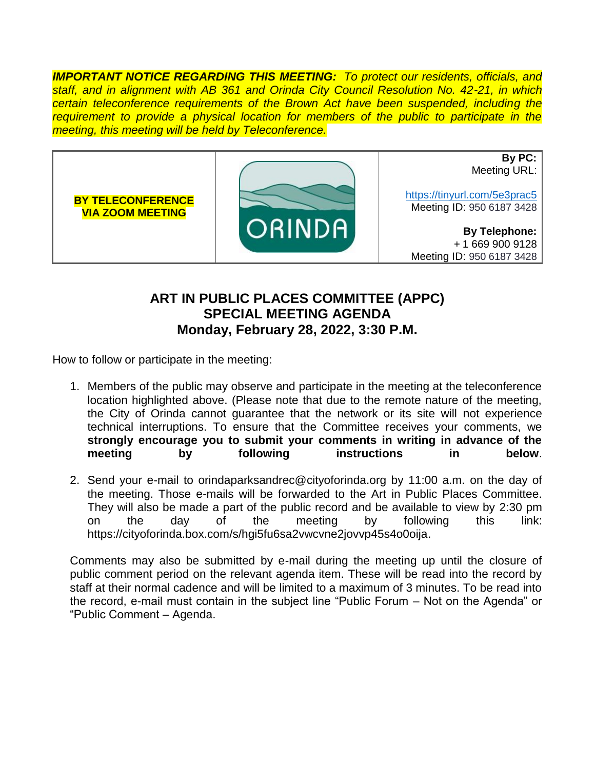***IMPORTANT NOTICE REGARDING THIS MEETING:*** *To protect our residents, officials, and staff, and in alignment with AB 361 and Orinda City Council Resolution No. 42-21, in which certain teleconference requirements of the Brown Act have been suspended, including the requirement to provide a physical location for members of the public to participate in the meeting, this meeting will be held by Teleconference.*

| **BY TELECONFERENCE VIA ZOOM MEETING** | ORINDA | **By PC:** Meeting URL: https://tinyurl.com/5e3prac5 Meeting ID: 950 6187 3428 **By Telephone:** + 1 669 900 9128 Meeting ID: 950 6187 3428 |
|---|---|---|

## ART IN PUBLIC PLACES COMMITTEE (APPC)
## SPECIAL MEETING AGENDA
## Monday, February 28, 2022, 3:30 P.M.

How to follow or participate in the meeting:

1. Members of the public may observe and participate in the meeting at the teleconference location highlighted above. (Please note that due to the remote nature of the meeting, the City of Orinda cannot guarantee that the network or its site will not experience technical interruptions. To ensure that the Committee receives your comments, we **strongly encourage you to submit your comments in writing in advance of the meeting by following instructions in below**.

2. Send your e-mail to orindaparksandrec@cityoforinda.org by 11:00 a.m. on the day of the meeting. Those e-mails will be forwarded to the Art in Public Places Committee. They will also be made a part of the public record and be available to view by 2:30 pm on the day of the meeting by following this link: https://cityoforinda.box.com/s/hgi5fu6sa2vwcvne2jovvp45s4o0oija.

Comments may also be submitted by e-mail during the meeting up until the closure of public comment period on the relevant agenda item. These will be read into the record by staff at their normal cadence and will be limited to a maximum of 3 minutes. To be read into the record, e-mail must contain in the subject line "Public Forum – Not on the Agenda" or "Public Comment – Agenda.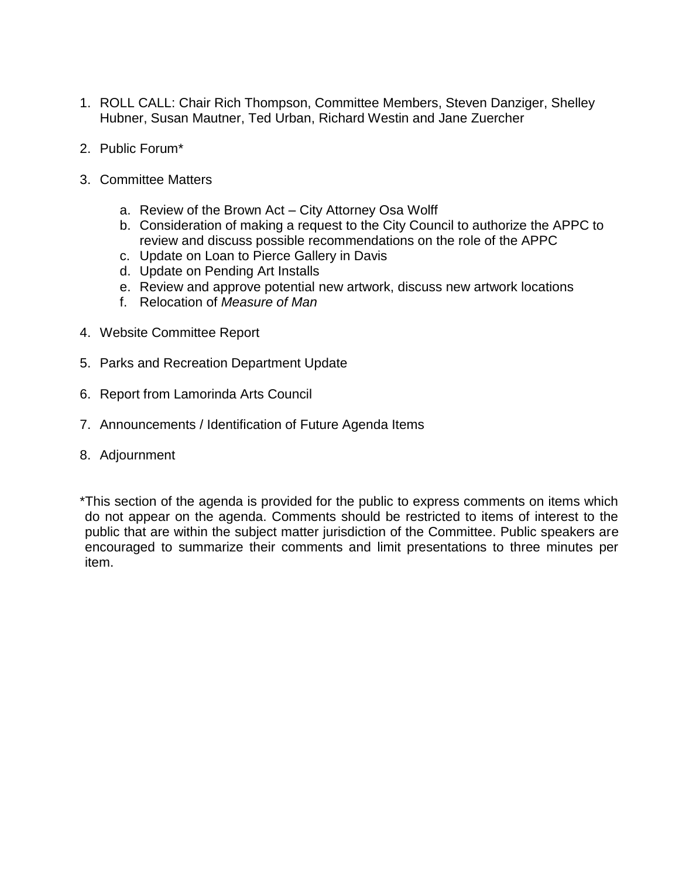1. ROLL CALL: Chair Rich Thompson, Committee Members, Steven Danziger, Shelley Hubner, Susan Mautner, Ted Urban, Richard Westin and Jane Zuercher

2. Public Forum*

3. Committee Matters

   a. Review of the Brown Act – City Attorney Osa Wolff
   b. Consideration of making a request to the City Council to authorize the APPC to review and discuss possible recommendations on the role of the APPC
   c. Update on Loan to Pierce Gallery in Davis
   d. Update on Pending Art Installs
   e. Review and approve potential new artwork, discuss new artwork locations
   f. Relocation of *Measure of Man*

4. Website Committee Report

5. Parks and Recreation Department Update

6. Report from Lamorinda Arts Council

7. Announcements / Identification of Future Agenda Items

8. Adjournment

*This section of the agenda is provided for the public to express comments on items which do not appear on the agenda. Comments should be restricted to items of interest to the public that are within the subject matter jurisdiction of the Committee. Public speakers are encouraged to summarize their comments and limit presentations to three minutes per item.